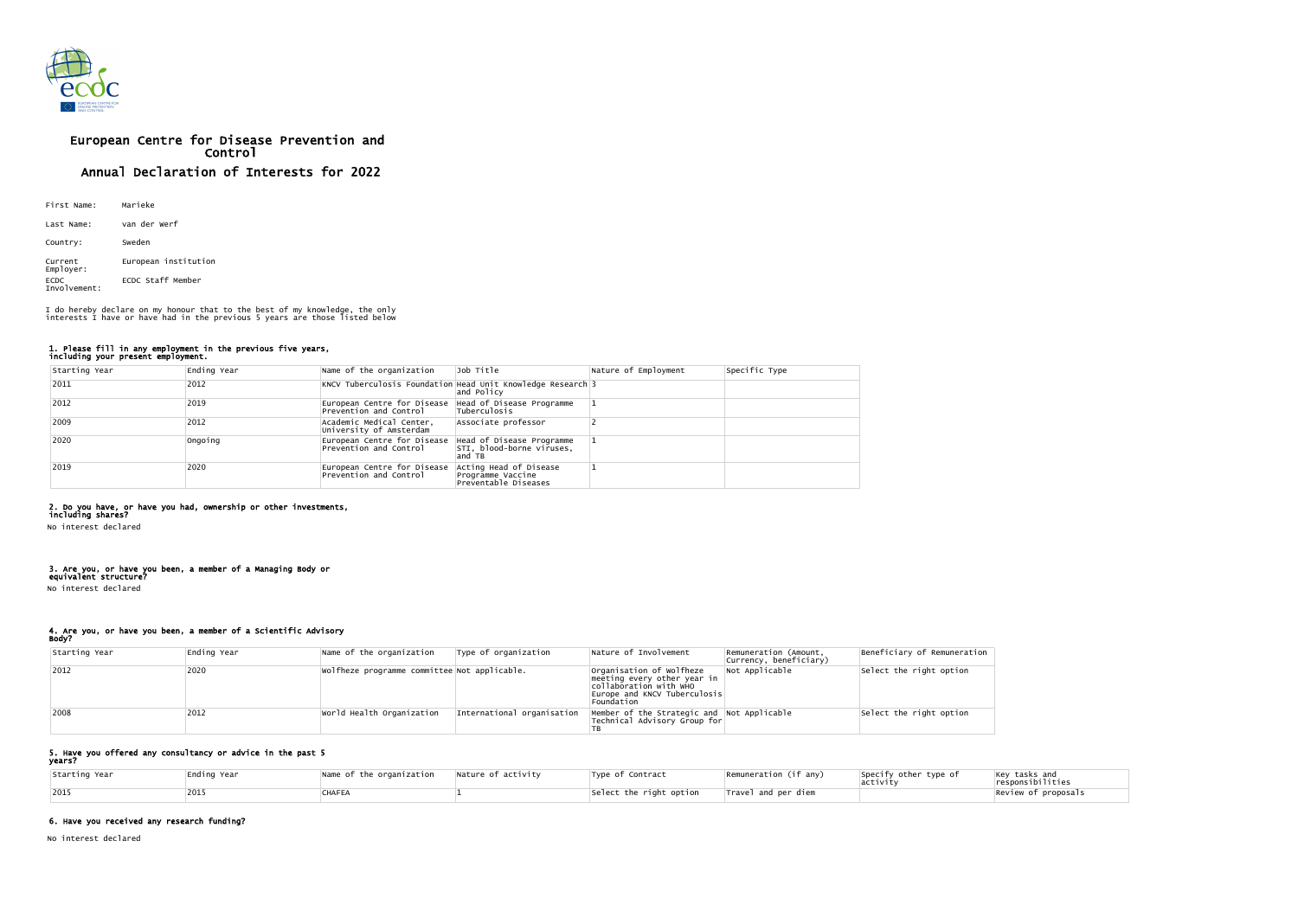# European Centre for Disease Prevention and Control

## Annual Declaration of Interests for 2022

First Name: Marieke

Last Name: van der Werf

Country: Sweden

Current Employer: European institution

ECDC Involvement: ECDC Staff Member

I do hereby declare on my honour that to the best of my knowledge, the only interests I have or have had in the previous 5 years are those listed below

### 1. Please fill in any employment in the previous five years, including your present employment.

| Starting Year | Ending Year | Name of the organization | Job Title | Nature of Employment | Specific Type |
|---|---|---|---|---|---|
| 2011 | 2012 | KNCV Tuberculosis Foundation | Head Unit Knowledge Research and Policy | 3 | |
| 2012 | 2019 | European Centre for Disease Prevention and Control | Head of Disease Programme Tuberculosis | 1 | |
| 2009 | 2012 | Academic Medical Center, University of Amsterdam | Associate professor | 2 | |
| 2020 | Ongoing | European Centre for Disease Prevention and Control | Head of Disease Programme STI, blood-borne viruses, and TB | 1 | |
| 2019 | 2020 | European Centre for Disease Prevention and Control | Acting Head of Disease Programme Vaccine Preventable Diseases | 1 | |

### 2. Do you have, or have you had, ownership or other investments, including shares?

No interest declared

### 3. Are you, or have you been, a member of a Managing Body or equivalent structure?

No interest declared

### 4. Are you, or have you been, a member of a Scientific Advisory Body?

| Starting Year | Ending Year | Name of the organization | Type of organization | Nature of Involvement | Remuneration (Amount, Currency, beneficiary) | Beneficiary of Remuneration |
|---|---|---|---|---|---|---|
| 2012 | 2020 | Wolfheze programme committee | Not applicable. | Organisation of Wolfheze meeting every other year in collaboration with WHO Europe and KNCV Tuberculosis Foundation | Not Applicable | Select the right option |
| 2008 | 2012 | World Health Organization | International organisation | Member of the Strategic and Technical Advisory Group for TB | Not Applicable | Select the right option |

### 5. Have you offered any consultancy or advice in the past 5 years?

| Starting Year | Ending Year | Name of the organization | Nature of activity | Type of Contract | Remuneration (if any) | Specify other type of activity | Key tasks and responsibilities |
|---|---|---|---|---|---|---|---|
| 2015 | 2015 | CHAFEA | 1 | Select the right option | Travel and per diem | | Review of proposals |

### 6. Have you received any research funding?

No interest declared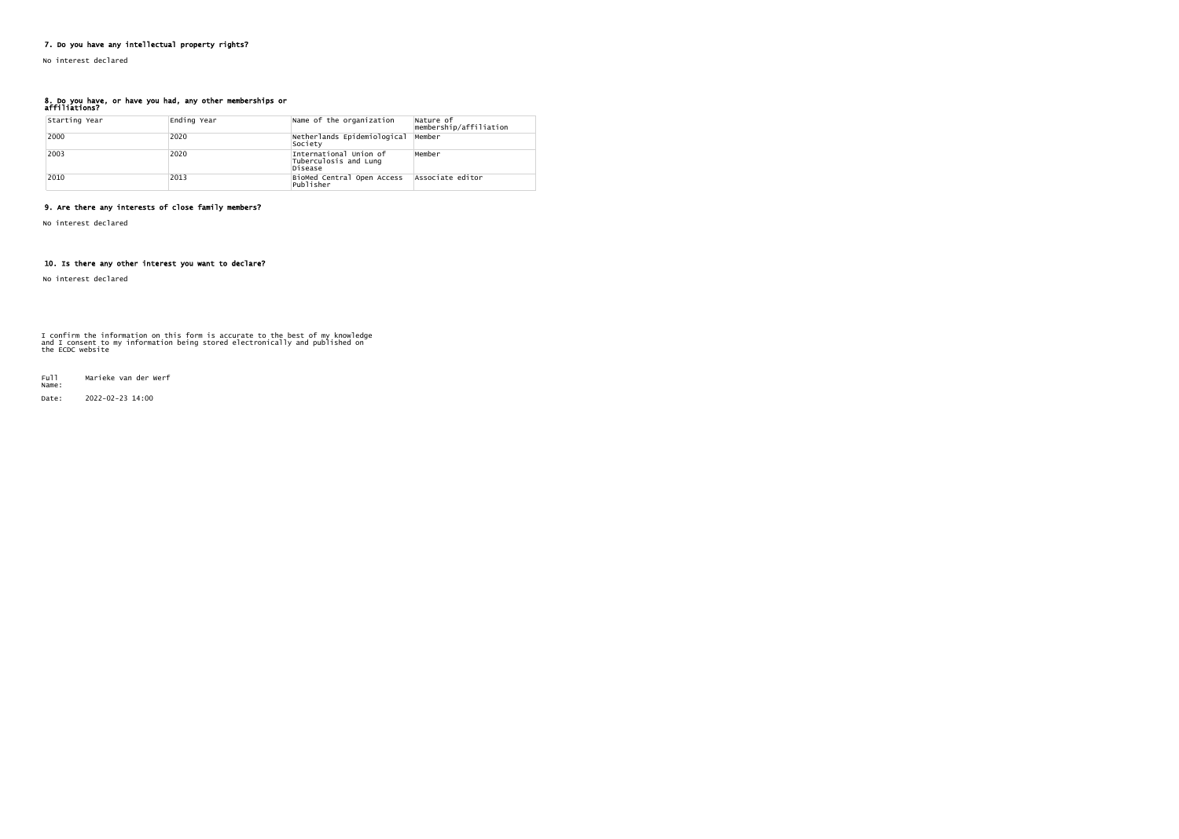### 7. Do you have any intellectual property rights?

No interest declared

### 8. Do you have, or have you had, any other memberships or affiliations?

| Starting Year | Ending Year | Name of the organization | Nature of membership/affiliation |
|---|---|---|---|
| 2000 | 2020 | Netherlands Epidemiological Society | Member |
| 2003 | 2020 | International Union of Tuberculosis and Lung Disease | Member |
| 2010 | 2013 | BioMed Central Open Access Publisher | Associate editor |

### 9. Are there any interests of close family members?

No interest declared

### 10. Is there any other interest you want to declare?

No interest declared

I confirm the information on this form is accurate to the best of my knowledge and I consent to my information being stored electronically and published on the ECDC website

Full Name: Marieke van der Werf

Date: 2022-02-23 14:00